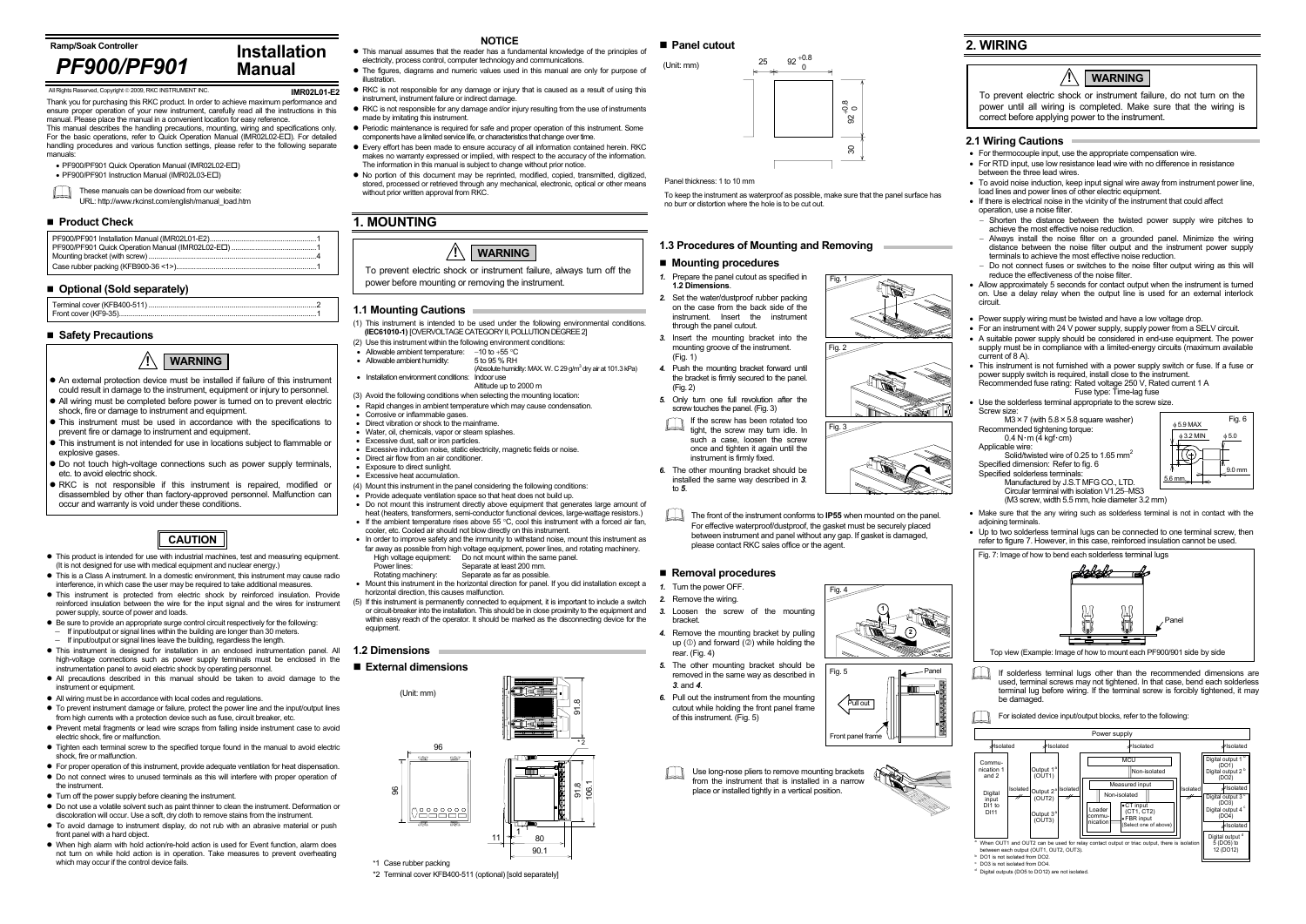Ramp/Soak Controller

# PF900/PF901 Installation Manual

All Rights Reserved, Copyright © 2009, RKC INSTRUMENT INC.

**IMR02L01-E2**

Thank you for purchasing this RKC product. In order to achieve maximum performance and ensure proper operation of your new instrument, carefully read all the instructions in this manual. Please place the manual in a convenient location for easy reference.

This manual describes the handling precautions, mounting, wiring and specifications only. For the basic operations, refer to Quick Operation Manual (IMR02L02-E□). For detailed handling procedures and various function settings, please refer to the following separate manuals:

- PF900/PF901 Quick Operation Manual (IMR02L02-E□)
- PF900/PF901 Instruction Manual (IMR02L03-E□)

These manuals can be download from our website:
URL: http://www.rkcinst.com/english/manual_load.htm

## ■ Product Check

PF900/PF901 Installation Manual (IMR02L01-E2)........................................1
PF900/PF901 Quick Operation Manual (IMR02L02-E□)..............................1
Mounting bracket (with screw)..........................................................................4
Case rubber packing (KFB900-36 <1>)...........................................................1

## ■ Optional (Sold separately)

Terminal cover (KFB400-511).............................................................................2
Front cover (KF9-35).........................................................................................1

## ■ Safety Precautions

**WARNING**

- An external protection device must be installed if failure of this instrument could result in damage to the instrument, equipment or injury to personnel.
- All wiring must be completed before power is turned on to prevent electric shock, fire or damage to instrument and equipment.
- This instrument must be used in accordance with the specifications to prevent fire or damage to instrument and equipment.
- This instrument is not intended for use in locations subject to flammable or explosive gases.
- Do not touch high-voltage connections such as power supply terminals, etc. to avoid electric shock.
- RKC is not responsible if this instrument is repaired, modified or disassembled by other than factory-approved personnel. Malfunction can occur and warranty is void under these conditions.

**CAUTION**

- This product is intended for use with industrial machines, test and measuring equipment. (It is not designed for use with medical equipment and nuclear energy.)
- This is a Class A instrument. In a domestic environment, this instrument may cause radio interference, in which case the user may be required to take additional measures.
- This instrument is protected from electric shock by reinforced insulation. Provide reinforced insulation between the wire for the input signal and the wires for instrument power supply, source of power and loads.
- Be sure to provide an appropriate surge control circuit respectively for the following:
  - If input/output or signal lines within the building are longer than 30 meters.
  - If input/output or signal lines leave the building, regardless the length.
- This instrument is designed for installation in an enclosed instrumentation panel. All high-voltage connections such as power supply terminals must be enclosed in the instrumentation panel to avoid electric shock by operating personnel.
- All precautions described in this manual should be taken to avoid damage to the instrument or equipment.
- All wiring must be in accordance with local codes and regulations.
- To prevent instrument damage or failure, protect the power line and the input/output lines from high currents with a protection device such as fuse, circuit breaker, etc.
- Prevent metal fragments or lead wire scraps from falling inside instrument case to avoid electric shock, fire or malfunction.
- Tighten each terminal screw to the specified torque found in the manual to avoid electric shock, fire or malfunction.
- For proper operation of this instrument, provide adequate ventilation for heat dispensation.
- Do not connect wires to unused terminals as this will interfere with proper operation of the instrument.
- Turn off the power supply before cleaning the instrument.
- Do not use a volatile solvent such as paint thinner to clean the instrument. Deformation or discoloration will occur. Use a soft, dry cloth to remove stains from the instrument.
- To avoid damage to instrument display, do not rub with an abrasive material or push front panel with a hard object.
- When high alarm with hold action/re-hold action is used for Event function, alarm does not turn on while hold action is in operation. Take measures to prevent overheating which may occur if the control device fails.

**NOTICE**

- This manual assumes that the reader has a fundamental knowledge of the principles of electricity, process control, computer technology and communications.
- The figures, diagrams and numeric values used in this manual are only for purpose of illustration.
- RKC is not responsible for any damage or injury that is caused as a result of using this instrument, instrument failure or indirect damage.
- RKC is not responsible for any damage and/or injury resulting from the use of instruments made by imitating this instrument.
- Periodic maintenance is required for safe and proper operation of this instrument. Some components have a limited service life, or characteristics that change over time.
- Every effort has been made to ensure accuracy of all information contained herein. RKC makes no warranty expressed or implied, with respect to the accuracy of the information. The information in this manual is subject to change without prior notice.
- No portion of this document may be reprinted, modified, copied, transmitted, digitized, stored, processed or retrieved through any mechanical, electronic, optical or other means without prior written approval from RKC.

# 1. MOUNTING

**WARNING**

To prevent electric shock or instrument failure, always turn off the power before mounting or removing the instrument.

## 1.1 Mounting Cautions

(1) This instrument is intended to be used under the following environmental conditions. **(IEC61010-1)** [OVERVOLTAGE CATEGORY II, POLLUTION DEGREE 2]

(2) Use this instrument within the following environment conditions:
- Allowable ambient temperature: −10 to +55 °C
- Allowable ambient humidity: 5 to 95 % RH (Absolute humidity: MAX. W. C 29 g/m³ dry air at 101.3 kPa)
- Installation environment conditions: Indoor use, Altitude up to 2000 m

(3) Avoid the following conditions when selecting the mounting location:
- Rapid changes in ambient temperature which may cause condensation.
- Corrosive or inflammable gases.
- Direct vibration or shock to the mainframe.
- Water, oil, chemicals, vapor or steam splashes.
- Excessive dust, salt or iron particles.
- Excessive induction noise, static electricity, magnetic fields or noise.
- Direct air flow from an air conditioner.
- Exposure to direct sunlight.
- Excessive heat accumulation.

(4) Mount this instrument in the panel considering the following conditions:
- Provide adequate ventilation space so that heat does not build up.
- Do not mount this instrument directly above equipment that generates large amount of heat (heaters, transformers, semi-conductor functional devices, large-wattage resistors.)
- If the ambient temperature rises above 55 °C, cool this instrument with a forced air fan, cooler, etc. Cooled air should not blow directly on this instrument.
- In order to improve safety and the immunity to withstand noise, mount this instrument as far away as possible from high voltage equipment, power lines, and rotating machinery.
  - High voltage equipment: Do not mount within the same panel.
  - Power lines: Separate at least 200 mm.
  - Rotating machinery: Separate as far as possible.
- Mount this instrument in the horizontal direction for panel. If you did installation except a horizontal direction, this causes malfunction.

(5) If this instrument is permanently connected to equipment, it is important to include a switch or circuit-breaker into the installation. This should be in close proximity to the equipment and within easy reach of the operator. It should be marked as the disconnecting device for the equipment.

## 1.2 Dimensions

### ■ External dimensions

(Unit: mm)

96, 96, 91.8, 91.8, 106.1, 11, 1, 80, 90.1, *2

*1 Case rubber packing

*2 Terminal cover KFB400-511 (optional) [sold separately]

### ■ Panel cutout

(Unit: mm)

25, $92^{+0.8}_{0}$, $92^{+0.8}_{0}$, 30

Panel thickness: 1 to 10 mm

To keep the instrument as waterproof as possible, make sure that the panel surface has no burr or distortion where the hole is to be cut out.

## 1.3 Procedures of Mounting and Removing

### ■ Mounting procedures

1. Prepare the panel cutout as specified in **1.2 Dimensions**.
2. Set the water/dustproof rubber packing on the case from the back side of the instrument. Insert the instrument through the panel cutout.
3. Insert the mounting bracket into the mounting groove of the instrument. (Fig. 1)
4. Push the mounting bracket forward until the bracket is firmly secured to the panel. (Fig. 2)
5. Only turn one full revolution after the screw touches the panel. (Fig. 3)

   If the screw has been rotated too tight, the screw may turn idle. In such a case, loosen the screw once and tighten it again until the instrument is firmly fixed.
6. The other mounting bracket should be installed the same way described in *3.* to *5.*

Fig. 1

Fig. 2

Fig. 3

The front of the instrument conforms to **IP55** when mounted on the panel. For effective waterproof/dustproof, the gasket must be securely placed between instrument and panel without any gap. If gasket is damaged, please contact RKC sales office or the agent.

### ■ Removal procedures

1. Turn the power OFF.
2. Remove the wiring.
3. Loosen the screw of the mounting bracket.
4. Remove the mounting bracket by pulling up (①) and forward (②) while holding the rear. (Fig. 4)
5. The other mounting bracket should be removed in the same way as described in *3.* and *4.*
6. Pull out the instrument from the mounting cutout while holding the front panel frame of this instrument. (Fig. 5)

Fig. 4

Fig. 5 — Panel, Pull out, Front panel frame

Use long-nose pliers to remove mounting brackets from the instrument that is installed in a narrow place or installed tightly in a vertical position.

# 2. WIRING

**WARNING**

To prevent electric shock or instrument failure, do not turn on the power until all wiring is completed. Make sure that the wiring is correct before applying power to the instrument.

## 2.1 Wiring Cautions

- For thermocouple input, use the appropriate compensation wire.
- For RTD input, use low resistance lead wire with no difference in resistance between the three lead wires.
- To avoid noise induction, keep input signal wire away from instrument power line, load lines and power lines of other electric equipment.
- If there is electrical noise in the vicinity of the instrument that could affect operation, use a noise filter.
  - Shorten the distance between the twisted power supply wire pitches to achieve the most effective noise reduction.
  - Always install the noise filter on a grounded panel. Minimize the wiring distance between the noise filter output and the instrument power supply terminals to achieve the most effective noise reduction.
  - Do not connect fuses or switches to the noise filter output wiring as this will reduce the effectiveness of the noise filter.
- Allow approximately 5 seconds for contact output when the instrument is turned on. Use a delay relay when the output line is used for an external interlock circuit.
- Power supply wiring must be twisted and have a low voltage drop.
- For an instrument with 24 V power supply, supply power from a SELV circuit.
- A suitable power supply should be considered in end-use equipment. The power supply must be in compliance with a limited-energy circuits (maximum available current of 8 A).
- This instrument is not furnished with a power supply switch or fuse. If a fuse or power supply switch is required, install close to the instrument.
  Recommended fuse rating: Rated voltage 250 V, Rated current 1 A
  Fuse type: Time-lag fuse
- Use the solderless terminal appropriate to the screw size.
  Screw size: M3 × 7 (with 5.8 × 5.8 square washer)
  Recommended tightening torque: 0.4 N·m (4 kgf·cm)
  Applicable wire: Solid/twisted wire of 0.25 to 1.65 mm²
  Specified dimension: Refer to fig. 6
  Specified solderless terminals: Manufactured by J.S.T MFG CO., LTD. Circular terminal with isolation V1.25–MS3 (M3 screw, width 5.5 mm, hole diameter 3.2 mm)

Fig. 6 — ϕ5.9 MAX, ϕ3.2 MIN, ϕ5.0, 9.0 mm, 5.6 mm

- Make sure that the any wiring such as solderless terminal is not in contact with the adjoining terminals.
- Up to two solderless terminal lugs can be connected to one terminal screw, then refer to figure 7. However, in this case, reinforced insulation cannot be used.

Fig. 7: Image of how to bend each solderless terminal lugs

Top view (Example: Image of how to mount each PF900/PF901 side by side

If solderless terminal lugs other than the recommended dimensions are used, terminal screws may not be tightened. In that case, bend each solderless terminal lug before wiring. If the terminal screw is forcibly tightened, it may be damaged.

For isolated device input/output blocks, refer to the following:

Power supply — Isolated blocks: Communication 1 and 2; Digital input DI1 to DI11; Output 1 [a] (OUT1); Output 2 [a] (OUT2); Output 3 [a] (OUT3); MCU (Non-isolated); Measured input (Non-isolated), Loader communication, CT input (CT1, CT2), FBR input (Select one of above); Digital output 1 [b] (DO1), Digital output 2 [b] (DO2); Digital output 3 [c] (DO3), Digital output 4 [c] (DO4); Digital output [d] 5 (DO5) to 12 (DO12)

[a] When OUT1 and OUT2 can be used for relay contact output or triac output, there is isolation between each output (OUT1, OUT2, OUT3).

[b] DO1 is not isolated from DO2.

[c] DO3 is not isolated from DO4.

[d] Digital outputs (DO5 to DO12) are not isolated.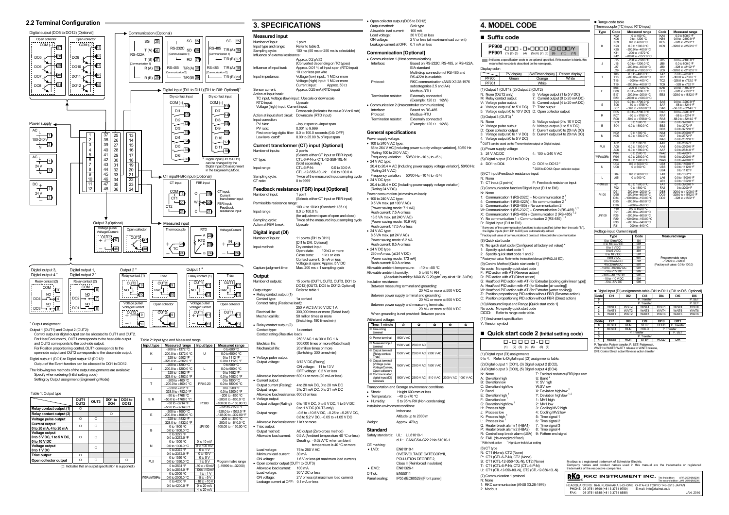## 2.2 Terminal Configuration

Digital output (DO5 to DO12) [Optional]

Communication (Optional)

Digital input (DI1 to DI11) [DI1 to DI6: Optional] [b]

Power supply

CT input/FBR input (Optional)

Measured input

Output 3 (Optional)

Digital output 3, Digital output 4 [a]

Digital output 1, Digital output 2 [a]

Output 2 [a]

Output 1 [a]

[b] Digital input (DI1 to DI11) can be changed by the Digital input (DI) assignment in the Engineering Mode.

[a] Output assignment

Output 1 (OUT1) and Output 2 (OUT2):
Control output or digital output can be allocated to OUT1 and OUT2.
For Heat/Cool control, OUT1 corresponds to the heat-side output and OUT2 corresponds to the cool-side output.
For Position proportioning control, OUT1 corresponds to the open-side output and OUT2 corresponds to the close-side output.

Digital output 1 (DO1) to Digital output 12 (DO12):
Output of the Event function can be allocated to DO1 to DO12.

The following two methods of the output assignments are available:
Specify when ordering (Initial setting code)
Setting by Output assignment (Engineering Mode)

Table 1: Output type

| | OUT1 OUT2 | OUT3 | DO1 to DO4 | DO5 to DO12 |
|---|---|---|---|---|
| Relay contact output (1) | ○ | | | |
| Relay contact output (2) | | | ○ | |
| Voltage pulse output | ○ | ○ | | |
| Current output 0 to 20 mA, 4 to 20 mA | ○ | ○ | | |
| Voltage output 0 to 5 V DC, 1 to 5 V DC, 0 to 10 V DC | ○ | ○ | | |
| Voltage output 0 to 1 V DC | | ○ | | |
| Triac output | ○ | | | |
| Open collector output | ○ | ○ | | ○ |

(○: Indicates that an output specification is supported.)

Table 2: Input type and Measured range

| Input type | Measured range | Input type | Measured range |
|---|---|---|---|
| K | −200 to +1372 °C<br>−200.0 to +1372.0 °C<br>−328 to +2502 °F<br>−328.0 to +2502.0 °F | U | 0 to 600 °C<br>0.0 to 600.0 °C<br>0 to 1112 °F<br>0.0 to 1112.0 °F |
| J | −200 to +1200 °C<br>−200.0 to +1200.0 °C<br>−328 to +2192 °F<br>−328.0 to +2192.0 °F | L | 0 to 900 °C<br>0.0 to 900.0 °C<br>0 to 1652 °F<br>0.0 to 1652.0 °F |
| T | −200 to +400 °C<br>−200.0 to +400.0 °C<br>−328 to +752 °F<br>−328.0 to +752.0 °F | PR40-20 | 0 to 1800 °C<br>0.0 to 1800.0 °C<br>0 to 3200 °F<br>0.0 to 3200.0 °F |
| S, R | −50 to +1768 °C<br>−50.0 to +1768.0 °C<br>−58 to +3214 °F<br>−58.0 to +3214.0 °F | Pt100 | −200 to +850 °C<br>−200.0 to +850.0 °C<br>−100.00 to +150.00 °C<br>−328 to +1562 °F<br>−328.0 to +1562.0 °F<br>−148.00 to +302.00 °F |
| E | −200 to +1000 °C<br>−200.0 to +1000.0 °C<br>−328 to +1832 °F<br>−328.0 to +1832.0 °F | JPt100 | −200 to +640 °C<br>−200.0 to +640.0 °C<br>−100.00 to +150.00 °C |
| B | 0 to 1800 °C<br>0.0 to 1800.0 °C<br>0 to 3272 °F<br>0.0 to 3272.0 °F | | |
| N | 0 to 1300 °C<br>0.0 to 1300.0 °C<br>0 to 2372 °F<br>0.0 to 2372.0 °F | 0 to 10 mV<br>0 to 100 mV<br>0 to 1 V<br>0 to 10 V | Programmable range (−19999 to +32000) |
| PLII | 0 to 1390 °C<br>0.0 to 1390.0 °C<br>0 to 2534 °F<br>0.0 to 2534.0 °F | 0 to 5 V<br>1 to 5 V<br>−10 to +10 mV<br>−100 to +100 mV | |
| W5Re/W26Re | 0 to 2300 °C<br>0.0 to 2300.0 °C<br>0 to 4200 °F<br>0.0 to 4200.0 °F | −1 to +1 V<br>−5 to +5 V<br>−10 to +10 V<br>0 to 20 mA<br>4 to 20 mA | |

# 3. SPECIFICATIONS

### Measured input

Number of input: 1 point
Input type and range: Refer to table 3.
Sampling cycle: 100 ms (50 ms or 250 ms is selectable)
Influence of external resistance: Approx. 0.2 μV/Ω (Converted depending on TC types)
Influence of input lead: Approx. 0.01 % of input span (RTD input) 10 Ω or less per wire
Input impedance: Voltage (low) input: 1 MΩ or more; Voltage (high) input: 1 MΩ or more; Current input: Approx. 50 Ω
Sensor current: Approx. 0.25 mA (RTD input)
Action at input break:
TC input, Voltage (low) input: Upscale or downscale
RTD input: Upscale
Voltage (high) input, Current input: Downscale (Indicates the value 0 V or 0 mA)
Action at input short circuit: Downscale (RTD input)
Input correction:
PV bias: −Input span to +Input span
PV ratio: 0.001 to 9.999
First order lag digital filter: 0.0 to 100.0 seconds (0.0: OFF)
Low level cutoff: 0.00 to 25.00 % of input span

### Current transformer (CT) input [Optional]

Number of inputs: 2 points (Selects either CT input or FBR input)
CT type: CTL-6-P-N or CTL-12-S56-10L-N (Sold separately)
Input range: CTL-6-P-N: 0.0 to 30.0 A; CTL-12-S56-10L-N: 0.0 to 100.0 A
Sampling cycle: Twice of the measured input sampling cycle
CT ratio: 0 to 9999

### Feedback resistance (FBR) input [Optional]

Number of input: 1 point (Selects either CT input or FBR input)
Permissible resistance range: 100 Ω to 10 kΩ (Standard: 135 Ω)
Input range: 0.0 to 100.0 % (for adjustment span of open and close)
Sampling cycle: Twice of the measured input sampling cycle
Action at FBR break: Upscale

### Digital input (DI)

Number of inputs: 11 points (DI1 to DI11) [DI1 to DI6: Optional]
Input method: Dry contact input
Open state: 10 kΩ or more
Close state: 1 kΩ or less
Contact current: 5 mA or less
Voltage at open: Approx. 5 V DC
Capture judgment time: Max. 200 ms + 1 sampling cycle

### Output

Number of outputs: 15 points (OUT1, OUT2, OUT3, DO1 to DO12) [OUT3, DO5 to DO12: Optional]
Output type: Refer to table 1.

- Relay contact output (1)
  Contact type: 1a contact
  Contact rating (Resistive load): 250 V AC 3 A/ 30 V DC 1 A
  Electrical life: 300,000 times or more (Rated load)
  Mechanical life: 50 million times or more (Switching: 180 times/min)
- Relay contact output (2)
  Contact type: 1a contact
  Contact rating (Resistive load): 250 V AC 1 A/ 30 V DC 1 A
  Electrical life: 300,000 times or more (Rated load)
  Mechanical life: 20 million times or more (Switching: 300 times/min)
- Voltage pulse output
  Output voltage: 0/12 V DC (Rating); ON voltage: 11 to 13 V; OFF voltage: 0.2 V or less
  Allowable load resistance: 600 Ω or more (20 mA or less)
- Current output
  Output current (Rating): 4 to 20 mA DC, 0 to 20 mA DC
  Output range: 3 to 21 mA DC, 0 to 21 mA DC
  Allowable load resistance: 600 Ω or less
- Voltage output
  Output voltage (Rating): 0 to 10 V DC, 0 to 5 V DC, 1 to 5 V DC, 0 to 1 V DC (OUT3 only)
  Output range: −0.5 to +10.5 V DC, −0.25 to +5.25 V DC, 0.8 to 5.2 V DC, −0.05 to +1.05 V DC
  Allowable load resistance: 1 kΩ or more
- Triac output
  Output method: AC output (Zero-cross method)
  Allowable load current: 0.5 A (Ambient temperature 40 °C or less); Derating: −0.02 A/°C when ambient temperature is 40 °C or more
  Load voltage: 75 to 250 V AC
  Minimum load current: 30 mA
  ON voltage: 1.6 V or less (at maximum load current)
- Open collector output (OUT1 to OUT3)
  Allowable load current: 100 mA
  Load voltage: 30 V DC or less
  ON voltage: 2 V or less (at maximum load current)
  Leakage current at OFF: 0.1 mA or less
- Open collector output (DO5 to DO12)
  Output method: Sink type
  Allowable load current: 100 mA
  Load voltage: 30 V DC or less
  ON voltage: 2 V or less (at maximum load current)
  Leakage current at OFF: 0.1 mA or less

### Communication [Optional]

- Communication 1 (Host communication)
  Interface: Based on RS-232C, RS-485, or RS-422A, EIA standard. Multi-drop connection of RS-485 and RS-422A is available.
  Protocol: RKC communication (ANSI X3.28-1976 subcategories 2.5 and A4); Modbus-RTU
  Termination resistor: Externally connected (Example: 120 Ω 1/2W)
- Communication 2 (Intercontroller communication)
  Interface: Based on RS-485
  Protocol: Modbus-RTU
  Termination resistor: Externally connected (Example: 120 Ω 1/2W)

### General specifications

Power supply voltage:
- 100 to 240 V AC type: 85 to 264 V AC [Including power supply voltage variation], 50/60 Hz (Rating 100 to 240 V AC); Frequency variation: 50/60 Hz −10 % to +5 %
- 24 V AC type: 20.4 to 26.4 V AC [Including power supply voltage variation], 50/60 Hz (Rating 24 V AC); Frequency variation: 50/60 Hz −10 % to +5 %
- 24 V DC type: 20.4 to 26.4 V DC [Including power supply voltage variation] (Rating 24 V DC)

Power consumption (at maximum load):
- 100 to 240 V AC type: 9.5 VA max. (at 100 V AC) [Power saving mode: 7.1 VA]; Rush current: 7.5 A or less; 13.5 VA max. (at 240 V AC) [Power saving mode: 10.9 VA]; Rush current: 17.5 A or less
- 24 V AC type: 8.5 VA max. (at 24 V AC); Power saving mode: 6.2 VA; Rush current: 8.5 A or less
- 24 V DC type: 230 mA max. (at 24 V DC) [Power saving mode: 173 mA]; Rush current: 6.0 A or less

Allowable ambient temperature: −10 to +55 °C
Allowable ambient humidity: 5 to 95 % RH (Absolute humidity: MAX.W.C 29 g/m³ dry air at 101.3 kPa)

Insulation resistance:
Between measuring terminal and grounding: 20 MΩ or more at 500 V DC
Between power supply terminal and grounding: 20 MΩ or more at 500 V DC
Between power supply and measuring terminals: 20 MΩ or more at 500 V DC
When grounding is not provided: Between panels

Withstand voltage:

| Time: 1 minute | ① | ② | ③ | ④ | ⑤ |
|---|---|---|---|---|---|
| ① Grounding terminal | | | | | |
| ② Power terminal | 1500 V AC | | | | |
| ③ Measured input terminal | 1500 V AC | 2300 V AC | | | |
| ④ Output terminal (Relay contact, Triac) | 1500 V AC | 2300 V AC | 2300 V AC | | |
| ⑤ Output terminal (Voltage pulse, Voltage/Current, Open collector) | 1500 V AC | 2300 V AC | 1500 V AC | | |
| ⑥ Communication, digital input (DI) terminals | 1500 V AC | 2300 V AC | 510 V AC | 2300 V AC | 1000 V AC |

Transportation and Storage environment conditions:
- Shock: Height 600 mm or less
- Temperature: −40 to +70 °C
- Humidity: 5 to 95 % RH (Non condensing)

Installation environment conditions: Indoor use; Altitude up to 2000 m
Weight: Approx. 470 g

### Standard

Safety standards: UL: UL61010-1; cUL: CAN/CSA-C22.2 No.61010-1
CE marking:
- LVD: EN61010-1; OVERVOLTAGE CATEGORYII, POLLUTION DEGREE 2, Class II (Reinforced insulation)
- EMC: EN61326-1

C-Tick: EN55011
Panel sealing: IP55 (IEC60529) [Front panel]

# 4. MODEL CODE

## ■ Suffix code

PF900 -□□□-□*□□□□-□□□□/Y
PF901 (1) (2) (3) (4) (5) (6) (7) (8) (9) (10) (11)

□: Indicates a specification code to be optional specified. If this section is blank, this means that no code is described on the nameplate.

Display color:

| | PV display | SV/Timer display | Pattern display |
|---|---|---|---|
| PF900 | Green | Orange | White |
| PF901 | White | | |

(1) Output 1 (OUT1), (2) Output 2 (OUT2)
N: None (OUT2 only)
M: Relay contact output
V: Voltage pulse output
4: Voltage output (0 to 5 V DC)
5: Voltage output (0 to 10 V DC)
6: Voltage output (1 to 5 V DC)
7: Current output (0 to 20 mA DC)
8: Current output (4 to 20 mA DC)
T: Triac output
D: Open collector output

(3) Output 3 (OUT3) [a]
N: None
V: Voltage pulse output
D: Open collector output
3: Voltage output (0 to 1 V DC)
4: Voltage output (0 to 5 V DC)
5: Voltage output (0 to 10 V DC)
6: Voltage output (1 to 5 V DC)
7: Current output (0 to 20 mA DC)
8: Current output (4 to 20 mA DC)

[a] OUT3 can be used as the Transmission output or Digital output.

(4) Power supply voltage
3: 24 V AC/DC
4: 100 to 240 V AC

(5) Digital output (DO1 to DO12)
4: DO1 to DO4
C: DO1 to DO12 [a]

[a] DO5 to DO12: Open collector output

(6) CT input/Feedback resistance input
N: None
T: CT input (2 points)
F: Feedback resistance input

(7) Communication function/Digital input (DI1 to DI6)
N: None
1: Communication 1 (RS-232C) + No communication 2 [1]
4: Communication 1 (RS-422A) + No communication 2 [1]
5: Communication 1 (RS-485) + No communication 2 [1]
W: Communication 1 (RS-232C) + Communication 2 (RS-485) [1, 2]
X: Communication 1 (RS-485) + Communication 2 (RS-485) [1, 2]
Y: No communication 1 + Communication 2 (RS-485) [1, 2]
D: Digital input (DI1 to DI6)

[1] If any one of the communication functions is also specified (other than the code "N"), the digital inputs (from DI1 to DI6) are automatically added.
[2] Factory set value of communication 2 protocol: Intercontroller communication

(8) Quick start code
N: No quick start code (Configured at factory set value) [a]
1: Specify quick start code 1
2: Specify quick start code 1 and 2

[a] Factory set value: Refer to the Instruction Manual (IMR02L03-E□).

(9) Control Method [Quick start code 1]
No code: No specify quick start code
F: PID action with AT (Reverse action)
D: PID action with AT (Direct action)
G: Heat/cool PID action with AT (for Extruder [cooling gain linear type])
A: Heat/cool PID action with AT (for Extruder [air cooling])
W: Heat/cool PID action with AT (for Extruder [water cooling])
Z: Position proportioning PID action without FBR (Reverse action)
C: Position proportioning PID action without FBR (Direct action)

(10) Measured input and Range [Quick start code 1]
No code: No specify quick start code
□□□: Refer to range code table.

(11) Instrument specification
Y: Version symbol

## ■ Quick start code 2 (Initial setting code)

□-□□□□-□□
(1) (2) (3) (4) (5) (6) (7)

(1) Digital input (DI) assignments
0 to 4: Refer to Digital input (DI) assignments table.

(2) Digital output 1 (DO1), (3) Digital output 2 (DO2),
(4) Digital output 3 (DO3), (5) Digital output 4 (DO4)
N: None
A: Deviation high
B: Deviation low
C: Deviation high/low
D: Band
E: Deviation high [1]
F: Deviation low [1]
G: Deviation high/low [1]
H: Process high
J: Process low
K: Process high [1]
L: Process low [1]
Q: Heater break alarm 1 (HBA1)
P: Heater break alarm 2 (HBA2)
R: Control loop break alarm (LBA)
S: FAIL (de-energized fixed)
T: Feedback resistance (FBR) input error
U: Band [2]
V: SV high
W: SV low
X: Deviation high/low [2]
Y: Deviation high/low [1, 2]
1: MV1 high
2: MV1 low
3: Cooling MV2 high
4: Cooling MV2 low
5: Time signal 1
6: Time signal 2
7: Time signal 3
8: Time signal 4
9: Pattern end signal

[1] With hold action [2] High/Low individual setting

(6) CT type
N: CT1 (None), CT2 (None)
P: CT1 (CTL-6-P-N), CT2 (None)
S: CT1 (CTL-12-S56-10L-N), CT2 (None)
T: CT1 (CTL-6-P-N), CT2 (CTL-6-P-N)
U: CT1 (CTL-12-S56-10L-N), CT2 (CTL-12-S56-10L-N)

(7) Communication 1 protocol
N: None
1: RKC communication (ANSI X3.28-1976)
2: Modbus

● Range code table
[Thermocouple (TC) input, RTD input]

| Type | Code | Measured range | Code | Measured range |
|---|---|---|---|---|
| K | K02<br>K06<br>K09<br>K23<br>K35<br>K41<br>K42 | 0 to 400 °C<br>0 to 1200 °C<br>0.0 to 400.0 °C<br>0.0 to 1300.0 °C<br>−200.0 to +400.0 °C<br>−200 to +1372 °C<br>−200.0 to +1372.0 °C | KA4<br>KB4<br>KC5<br>KC9 | 0.0 to 800.0 °F<br>0.0 to +2400.0 °F<br>−328 to +2502 °F<br>−328.0 to +2502.0 °F |
| J | J15<br>J16<br>J27<br>J29 | −200 to +1200 °C<br>0.0 to +1200.0 °C<br>−200.0 to +400.0 °C<br>−200.0 to +1200.0 °C | JB5<br>JB6<br>JB9<br>JC9 | 0.0 to +2100.0 °F<br>0.0 to 800.0 °F<br>−328 to +2192 °F<br>−328.0 to +2192.0 °F |
| T | T06<br>T13<br>T16<br>T19 | 0.0 to +400.0 °C<br>−200.0 to +200.0 °C<br>−200 to +400 °C<br>−200.0 to +400.0 °C | TA7<br>TB7<br>TC2<br>TC9 | 0.0 to +700.0 °F<br>−300.0 to +700.0 °F<br>−328.0 to +752.0 °F<br>−328 to +752 °F |
| E | E06<br>E08<br>E17<br>E20 | −200 to +1000 °C<br>0.0 to +1000.0 °C<br>−200.0 to +200.0 °C<br>−200.0 to +1000.0 °C | EA9<br>EB1<br>EB3 | 0.0 to +1800.0 °F<br>−328 to +1832 °F<br>−328.0 to +1832.0 °F |
| S | S04<br>S06<br>S07 | 0.0 to +1700.0 °C<br>−50 to +1768 °C<br>−50.0 to +1768.0 °C | SA5<br>SA7<br>SA8 | 0.0 to +3200.0 °F<br>−58 to +3214 °F<br>−58.0 to +3214.0 °F |
| R | R05<br>R07<br>R08 | 0.0 to +1700.0 °C<br>−50 to +1768 °C<br>−50.0 to +1768.0 °C | RA5<br>RA7<br>RA8 | 0.0 to +3200.0 °F<br>−58 to +3214 °F<br>−58.0 to +3214.0 °F |
| B | B03<br>B04 | 0 to 1800 °C<br>0.0 to 1800.0 °C | BA0<br>BB2<br>BB3 | 0.0 to 3200.0 °F<br>0 to 3272 °F<br>0.0 to 3272.0 °F |
| N | N02<br>N05 | 0 to 1300 °C<br>0.0 to 1300.0 °C | NA4<br>NA7<br>NA8 | 0.0 to 2300.0 °F<br>0 to 2372 °F<br>0.0 to 2372.0 °F |
| PLII | A02<br>A05<br>A06 | 0 to 1390 °C<br>0.0 to 1300.0 °C<br>0.0 to 1390.0 °C | AA2<br>AA5<br>AA7 | 0 to 2534 °F<br>0.0 to 2300.0 °F<br>0.0 to 2534.0 °F |
| W5Re/W26Re | W03<br>W04<br>W06 | 0 to 2300 °C<br>0.0 to 2300.0 °C<br>0.0 to 1200.0 °C | WA2<br>WA6<br>WA8 | 0 to 4200 °F<br>0.0 to 2200.0 °F<br>0.0 to 4200.0 °F |
| U | U04<br>U08 | 0.0 to 600.0 °C<br>0 to 600 °C | UB1<br>UB3<br>UB4 | 0.0 to 1100.0 °F<br>0.0 to 1112.0 °F<br>0 to 1112 °F |
| L | L04<br>L05 | 0.0 to 900.0 °C<br>0 to 900 °C | LA3<br>LA6<br>LB1 | 0 to 1652 °F<br>0.0 to 1600.0 °F<br>0.0 to 1652.0 °F |
| PR40-20 | F01<br>F02 | 0.0 to 1800.0 °C<br>0 to 1800 °C | FA1<br>FA2 | 0.0 to 3200.0 °F<br>0 to 3200 °F |
| Pt100 | D21<br>D25<br>D34<br>D35<br>D36 | −200.0 to +200.0 °C<br>−200.0 to +600.0 °C<br>−100.00 to +150.00 °C<br>−200.0 to +850.0 °C<br>−200 to +850 °C | DB8<br>DC9<br>DD2 | −300.0 to +1200.0 °F<br>−328.0 to +1562.0 °F<br>−328 to +1562 °F |
| JPt100 | P10<br>P21<br>P26<br>P29<br>P30<br>P31 | 0.0 to 500.0 °C<br>−200.0 to +200.0 °C<br>−200.0 to +600.0 °C<br>−100.00 to +150.00 °C<br>−200.0 to +640.0 °C<br>−200 to +640 °C | | |

[Voltage input, Current input]

| Type | Code | Measured range |
|---|---|---|
| 0 to 10 mV DC | 101 | Programmable range −19999 to +32000 (Factory set value: 0.0 to 100.0) |
| 0 to 100 mV DC | 201 | |
| 0 to 1 V DC | 301 | |
| 0 to 5 V DC | 401 | |
| 0 to 10 V DC | 501 | |
| 1 to 5 V DC | 601 | |
| 0 to 20 mA DC | 701 | |
| 4 to 20 mA DC | 801 | |
| −100 to +100 mV DC | 901 | |
| −1 to +1 V DC | 902 | |
| −10 to +10 mV DC | 903 | |
| −10 to +10 V DC | 904 | |
| −5 to +5 V DC | 905 | |

● Digital input (DI) assignments table (DI1 to DI11) [DI1 to DI6: Optional]

| Code | DI1 | DI2 | DI3 | DI4 | DI5 | DI6 |
|---|---|---|---|---|---|---|
| 0 | | | P. Transfer | | | P. SET |
| 1 | | | P. Transfer | | | P. SET |
| 2 | WAIT1 | WAIT2 | WAIT3 | WAIT4 | WAIT5 | WAIT6 |
| 3 | WAIT1 | WAIT2 | WAIT3 | WAIT4 | WAIT5 | WAIT6 |
| 4 | WAIT1 | WAIT2 | WAIT3 | WAIT4 | WAIT5 | WAIT6 |

| Code | DI7 | DI8 | DI9 | DI10 | DI11 |
|---|---|---|---|---|---|
| 0 | RESET | RUN | STEP | HOLD | P. Transfer |
| 1 | RESET | RUN | HOLD | P. Transfer | |
| 2 | | P. Transfer | | | P. SET |
| 3 | | | P. Transfer | | |
| 4 | RESET | RUN | STEP | HOLD | DIR |

P. Transfer: Pattern transfer, P. SET: Pattern set,
WAIT1 to WAIT6: WAIT1 release to WAIT6 release,
DIR: Control Direct action/Reverse action transfer

Modbus is a registered trademark of Schneider Electric.
Company names and product names used in this manual are the trademarks or registered trademarks of the respective companies.

RKC INSTRUMENT INC.
The first edition: APR. 2009 [IMQ00]
The second edition: JAN. 2010 [IMQ00]

HEADQUARTERS: 16-6, KUGAHARA 5-CHOME, OHTA-KU TOKYO 146-8515 JAPAN
PHONE: 03-3751-9799 (+81 3 3751 9799) E-mail: info@rkcinst.co.jp
FAX: 03-3751-8585 (+81 3 3751 8585)
JAN. 2010